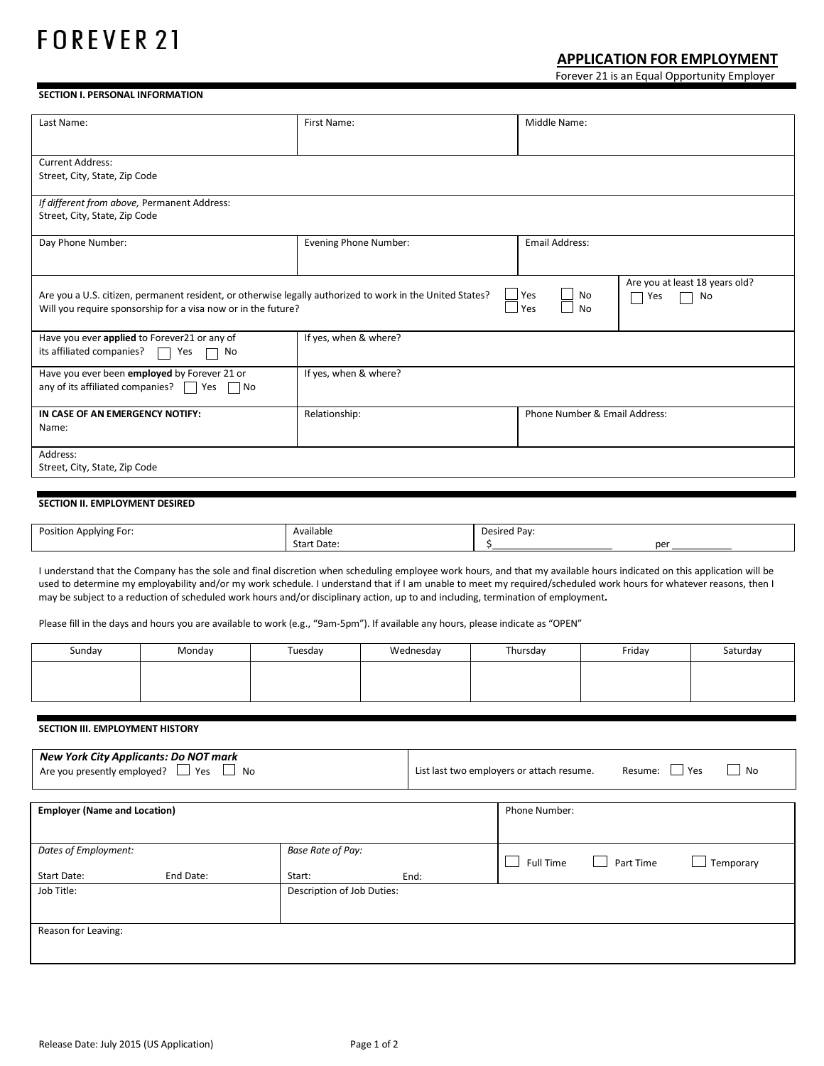# FOREVER 21

## APPLICATION FOR EMPLOYMENT

Forever 21 is an Equal Opportunity Employer

### SECTION I. PERSONAL INFORMATION

| Last Name: | First Name: | Middle Name: |
|---|---|---|
| Current Address:<br>Street, City, State, Zip Code | | |
| *If different from above,* Permanent Address:<br>Street, City, State, Zip Code | | |
| Day Phone Number: | Evening Phone Number: | Email Address: |

Are you a U.S. citizen, permanent resident, or otherwise legally authorized to work in the United States? ☐ Yes ☐ No

Will you require sponsorship for a visa now or in the future? ☐ Yes ☐ No

Are you at least 18 years old? ☐ Yes ☐ No

| | |
|---|---|
| Have you ever **applied** to Forever21 or any of its affiliated companies? ☐ Yes ☐ No | If yes, when & where? |
| Have you ever been **employed** by Forever 21 or any of its affiliated companies? ☐ Yes ☐ No | If yes, when & where? |

| **IN CASE OF AN EMERGENCY NOTIFY:**<br>Name: | Relationship: | Phone Number & Email Address: |
|---|---|---|
| Address:<br>Street, City, State, Zip Code | | |

### SECTION II. EMPLOYMENT DESIRED

| Position Applying For: | Available Start Date: | Desired Pay: $__________ per ______ |
|---|---|---|

I understand that the Company has the sole and final discretion when scheduling employee work hours, and that my available hours indicated on this application will be used to determine my employability and/or my work schedule. I understand that if I am unable to meet my required/scheduled work hours for whatever reasons, then I may be subject to a reduction of scheduled work hours and/or disciplinary action, up to and including, termination of employment**.**

Please fill in the days and hours you are available to work (e.g., "9am-5pm"). If available any hours, please indicate as "OPEN"

| Sunday | Monday | Tuesday | Wednesday | Thursday | Friday | Saturday |
|---|---|---|---|---|---|---|
| | | | | | | |

### SECTION III. EMPLOYMENT HISTORY

| ***New York City Applicants: Do NOT mark***<br>Are you presently employed? ☐ Yes ☐ No | List last two employers or attach resume. Resume: ☐ Yes ☐ No |
|---|---|

| **Employer (Name and Location)** | | Phone Number: |
|---|---|---|
| *Dates of Employment:*<br>Start Date: End Date: | *Base Rate of Pay:*<br>Start: End: | ☐ Full Time ☐ Part Time ☐ Temporary |
| Job Title: | Description of Job Duties: | |
| Reason for Leaving: | | |

Release Date: July 2015 (US Application)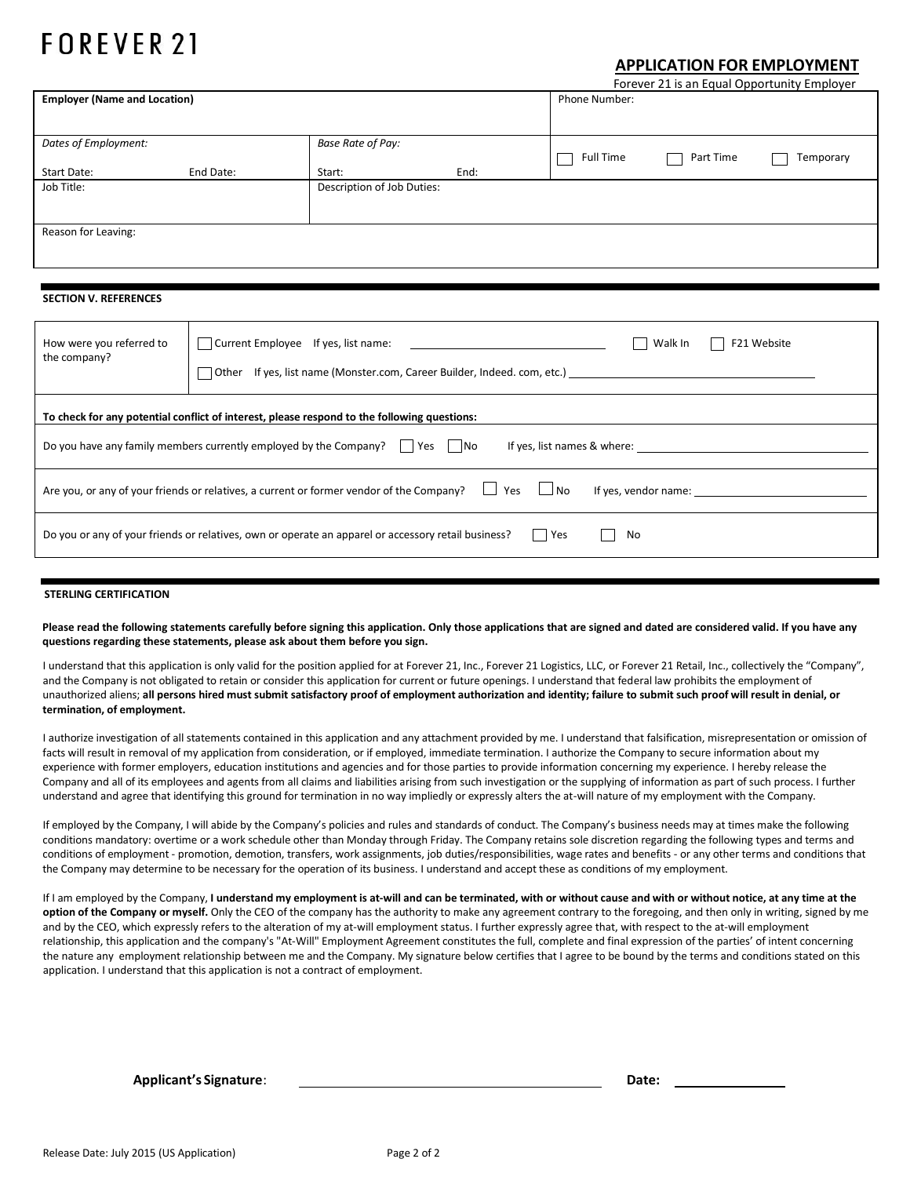FOREVER 21

## APPLICATION FOR EMPLOYMENT

Forever 21 is an Equal Opportunity Employer

| | | |
|---|---|---|
| **Employer (Name and Location)** | | Phone Number: |
| *Dates of Employment:* Start Date: End Date: | *Base Rate of Pay:* Start: End: | ☐ Full Time ☐ Part Time ☐ Temporary |
| Job Title: | Description of Job Duties: | |
| Reason for Leaving: | | |

### SECTION V. REFERENCES

| | |
|---|---|
| How were you referred to the company? | ☐ Current Employee If yes, list name: ____________ ☐ Walk In ☐ F21 Website<br>☐ Other If yes, list name (Monster.com, Career Builder, Indeed. com, etc.) ____________ |

**To check for any potential conflict of interest, please respond to the following questions:**

Do you have any family members currently employed by the Company? ☐ Yes ☐ No If yes, list names & where: ____________

Are you, or any of your friends or relatives, a current or former vendor of the Company? ☐ Yes ☐ No If yes, vendor name: ____________

Do you or any of your friends or relatives, own or operate an apparel or accessory retail business? ☐ Yes ☐ No

### STERLING CERTIFICATION

**Please read the following statements carefully before signing this application. Only those applications that are signed and dated are considered valid. If you have any questions regarding these statements, please ask about them before you sign.**

I understand that this application is only valid for the position applied for at Forever 21, Inc., Forever 21 Logistics, LLC, or Forever 21 Retail, Inc., collectively the "Company", and the Company is not obligated to retain or consider this application for current or future openings. I understand that federal law prohibits the employment of unauthorized aliens; **all persons hired must submit satisfactory proof of employment authorization and identity; failure to submit such proof will result in denial, or termination, of employment.**

I authorize investigation of all statements contained in this application and any attachment provided by me. I understand that falsification, misrepresentation or omission of facts will result in removal of my application from consideration, or if employed, immediate termination. I authorize the Company to secure information about my experience with former employers, education institutions and agencies and for those parties to provide information concerning my experience. I hereby release the Company and all of its employees and agents from all claims and liabilities arising from such investigation or the supplying of information as part of such process. I further understand and agree that identifying this ground for termination in no way impliedly or expressly alters the at-will nature of my employment with the Company.

If employed by the Company, I will abide by the Company's policies and rules and standards of conduct. The Company's business needs may at times make the following conditions mandatory: overtime or a work schedule other than Monday through Friday. The Company retains sole discretion regarding the following types and terms and conditions of employment - promotion, demotion, transfers, work assignments, job duties/responsibilities, wage rates and benefits - or any other terms and conditions that the Company may determine to be necessary for the operation of its business. I understand and accept these as conditions of my employment.

If I am employed by the Company, **I understand my employment is at-will and can be terminated, with or without cause and with or without notice, at any time at the option of the Company or myself.** Only the CEO of the company has the authority to make any agreement contrary to the foregoing, and then only in writing, signed by me and by the CEO, which expressly refers to the alteration of my at-will employment status. I further expressly agree that, with respect to the at-will employment relationship, this application and the company's "At-Will" Employment Agreement constitutes the full, complete and final expression of the parties' of intent concerning the nature any employment relationship between me and the Company. My signature below certifies that I agree to be bound by the terms and conditions stated on this application. I understand that this application is not a contract of employment.

**Applicant's Signature**: ____________________ **Date:** ____________

Release Date: July 2015 (US Application)